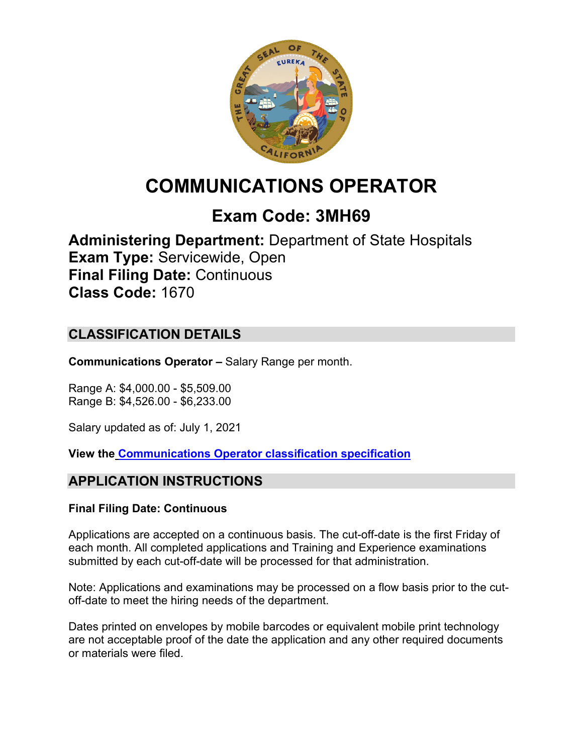# COMMUNICATIONS OPERATOR

## Exam Code: 3MH69

**Administering Department:** Department of State Hospitals
**Exam Type:** Servicewide, Open
**Final Filing Date:** Continuous
**Class Code:** 1670

## CLASSIFICATION DETAILS

**Communications Operator –** Salary Range per month.

Range A: $4,000.00 - $5,509.00
Range B: $4,526.00 - $6,233.00

Salary updated as of: July 1, 2021

**View the Communications Operator classification specification**

## APPLICATION INSTRUCTIONS

**Final Filing Date: Continuous**

Applications are accepted on a continuous basis. The cut-off-date is the first Friday of each month. All completed applications and Training and Experience examinations submitted by each cut-off-date will be processed for that administration.

Note: Applications and examinations may be processed on a flow basis prior to the cut-off-date to meet the hiring needs of the department.

Dates printed on envelopes by mobile barcodes or equivalent mobile print technology are not acceptable proof of the date the application and any other required documents or materials were filed.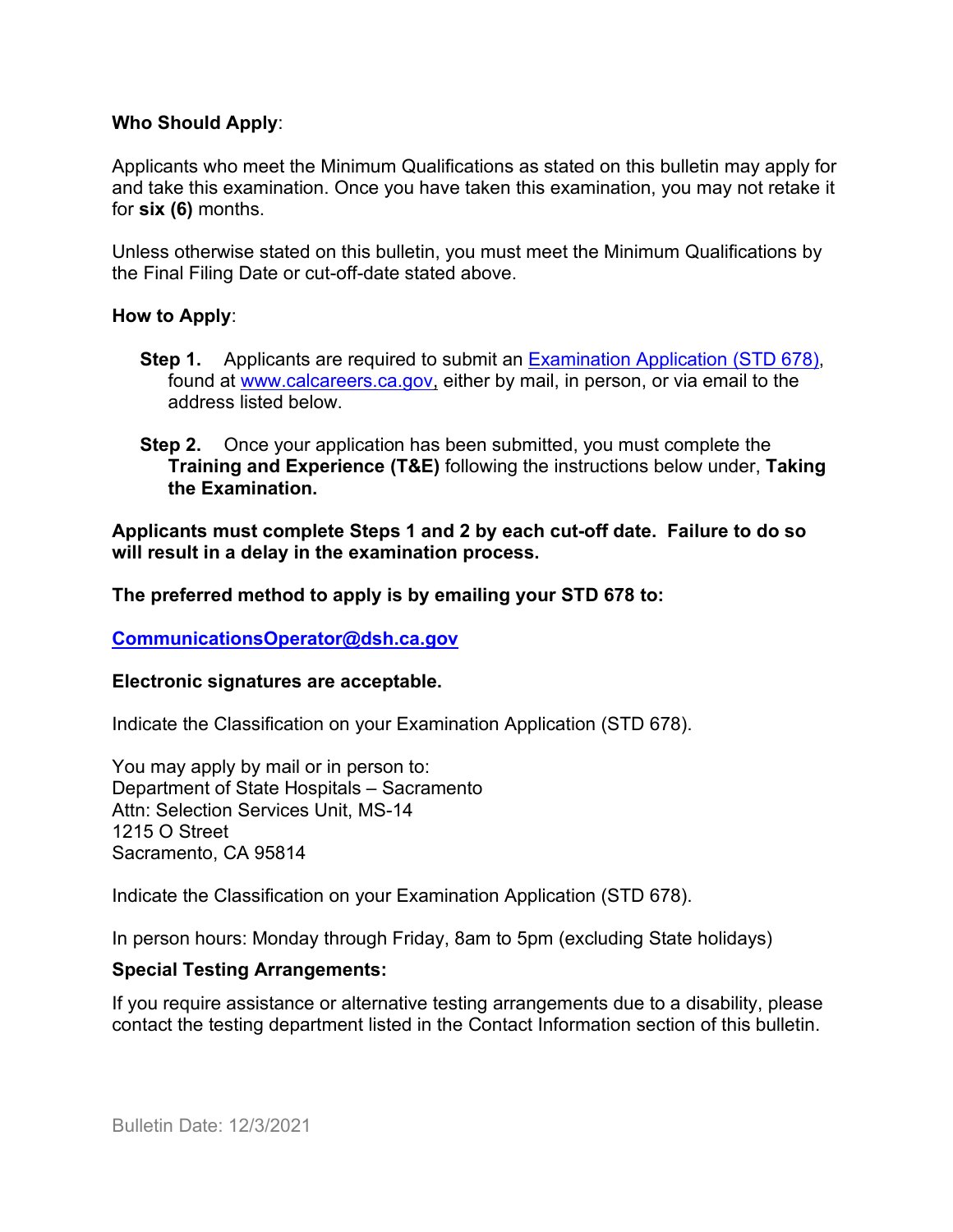**Who Should Apply**:

Applicants who meet the Minimum Qualifications as stated on this bulletin may apply for and take this examination. Once you have taken this examination, you may not retake it for **six (6)** months.

Unless otherwise stated on this bulletin, you must meet the Minimum Qualifications by the Final Filing Date or cut-off-date stated above.

**How to Apply**:

**Step 1.** Applicants are required to submit an [Examination Application (STD 678)](), found at [www.calcareers.ca.gov](), either by mail, in person, or via email to the address listed below.

**Step 2.** Once your application has been submitted, you must complete the **Training and Experience (T&E)** following the instructions below under, **Taking the Examination.**

**Applicants must complete Steps 1 and 2 by each cut-off date. Failure to do so will result in a delay in the examination process.**

**The preferred method to apply is by emailing your STD 678 to:**

**CommunicationsOperator@dsh.ca.gov**

**Electronic signatures are acceptable.**

Indicate the Classification on your Examination Application (STD 678).

You may apply by mail or in person to:
Department of State Hospitals – Sacramento
Attn: Selection Services Unit, MS-14
1215 O Street
Sacramento, CA 95814

Indicate the Classification on your Examination Application (STD 678).

In person hours: Monday through Friday, 8am to 5pm (excluding State holidays)

**Special Testing Arrangements:**

If you require assistance or alternative testing arrangements due to a disability, please contact the testing department listed in the Contact Information section of this bulletin.

Bulletin Date: 12/3/2021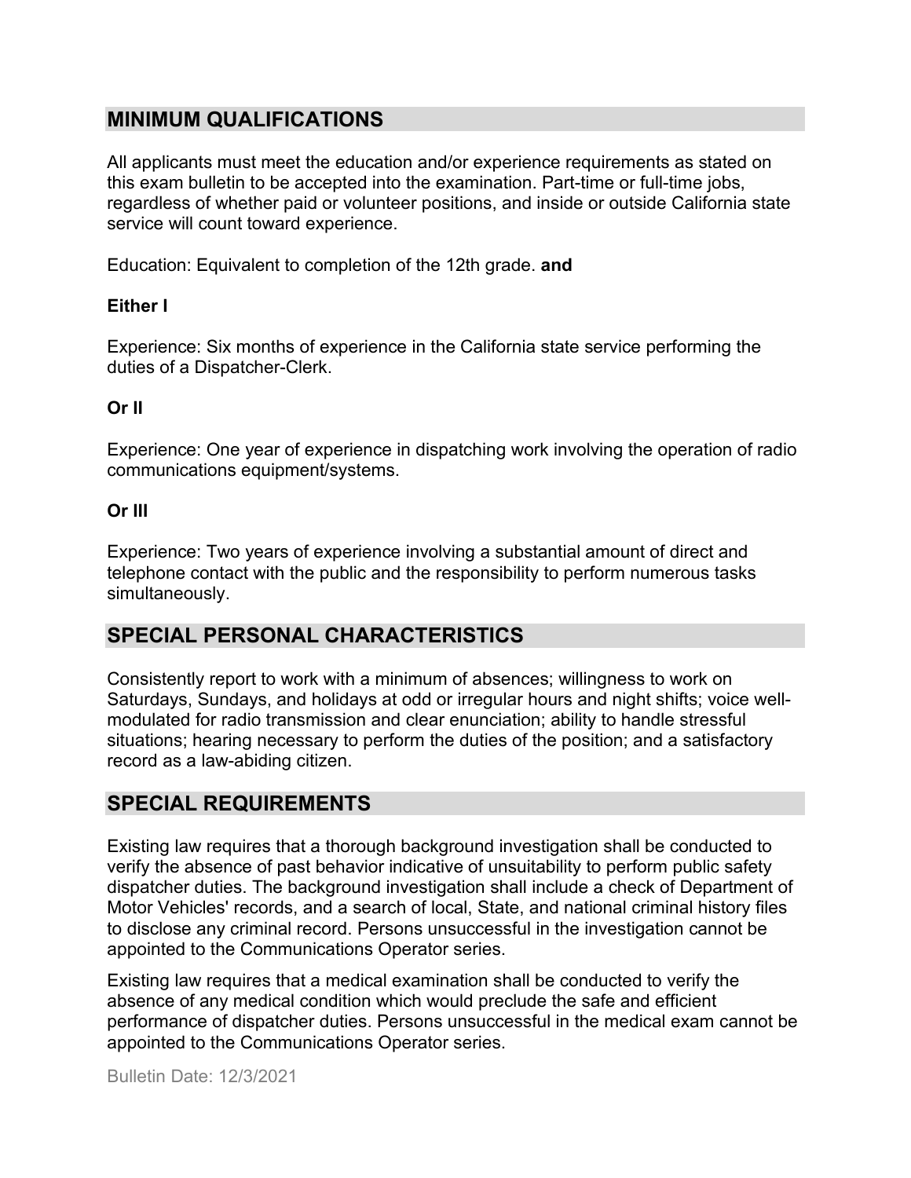## MINIMUM QUALIFICATIONS

All applicants must meet the education and/or experience requirements as stated on this exam bulletin to be accepted into the examination. Part-time or full-time jobs, regardless of whether paid or volunteer positions, and inside or outside California state service will count toward experience.

Education: Equivalent to completion of the 12th grade. **and**

**Either I**

Experience: Six months of experience in the California state service performing the duties of a Dispatcher-Clerk.

**Or II**

Experience: One year of experience in dispatching work involving the operation of radio communications equipment/systems.

**Or III**

Experience: Two years of experience involving a substantial amount of direct and telephone contact with the public and the responsibility to perform numerous tasks simultaneously.

## SPECIAL PERSONAL CHARACTERISTICS

Consistently report to work with a minimum of absences; willingness to work on Saturdays, Sundays, and holidays at odd or irregular hours and night shifts; voice well-modulated for radio transmission and clear enunciation; ability to handle stressful situations; hearing necessary to perform the duties of the position; and a satisfactory record as a law-abiding citizen.

## SPECIAL REQUIREMENTS

Existing law requires that a thorough background investigation shall be conducted to verify the absence of past behavior indicative of unsuitability to perform public safety dispatcher duties. The background investigation shall include a check of Department of Motor Vehicles' records, and a search of local, State, and national criminal history files to disclose any criminal record. Persons unsuccessful in the investigation cannot be appointed to the Communications Operator series.

Existing law requires that a medical examination shall be conducted to verify the absence of any medical condition which would preclude the safe and efficient performance of dispatcher duties. Persons unsuccessful in the medical exam cannot be appointed to the Communications Operator series.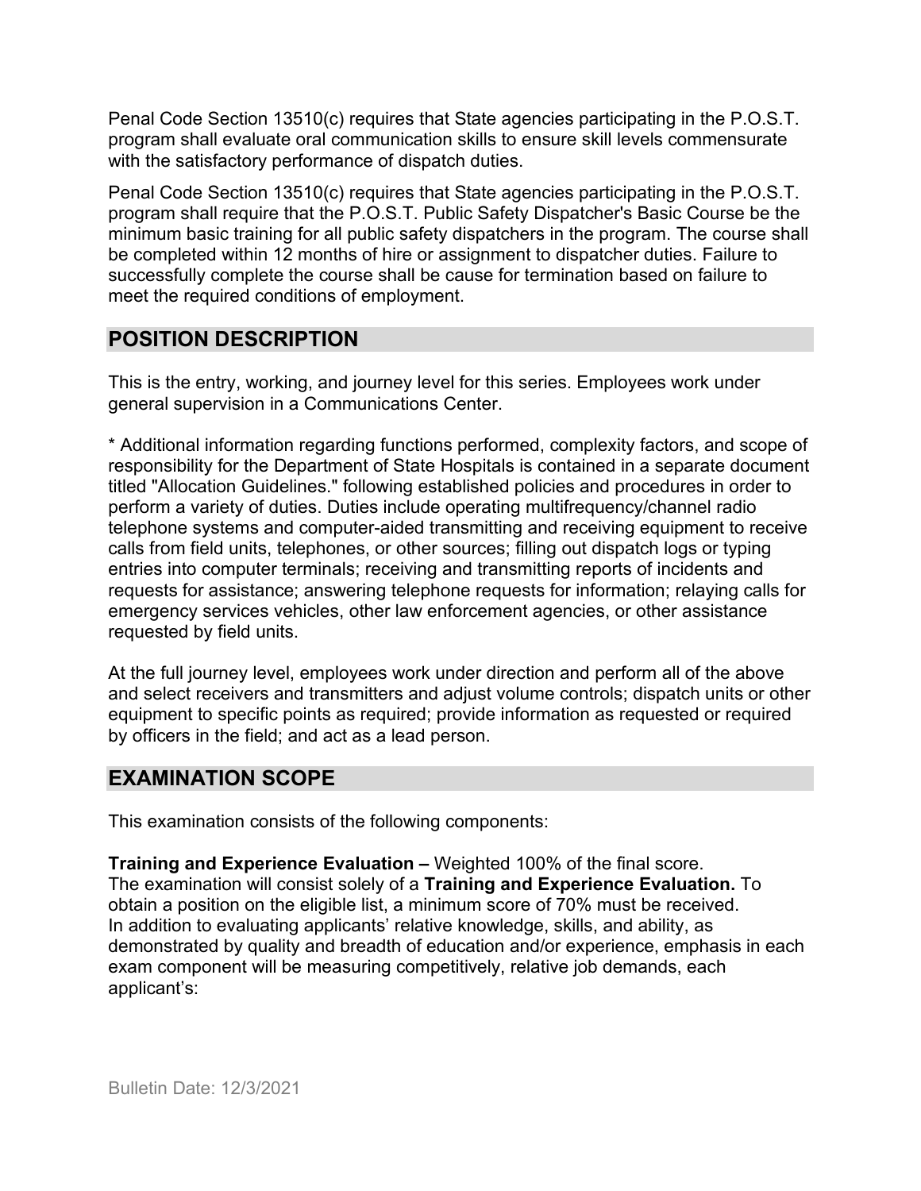Penal Code Section 13510(c) requires that State agencies participating in the P.O.S.T. program shall evaluate oral communication skills to ensure skill levels commensurate with the satisfactory performance of dispatch duties.

Penal Code Section 13510(c) requires that State agencies participating in the P.O.S.T. program shall require that the P.O.S.T. Public Safety Dispatcher's Basic Course be the minimum basic training for all public safety dispatchers in the program. The course shall be completed within 12 months of hire or assignment to dispatcher duties. Failure to successfully complete the course shall be cause for termination based on failure to meet the required conditions of employment.

## POSITION DESCRIPTION

This is the entry, working, and journey level for this series. Employees work under general supervision in a Communications Center.

* Additional information regarding functions performed, complexity factors, and scope of responsibility for the Department of State Hospitals is contained in a separate document titled "Allocation Guidelines." following established policies and procedures in order to perform a variety of duties. Duties include operating multifrequency/channel radio telephone systems and computer-aided transmitting and receiving equipment to receive calls from field units, telephones, or other sources; filling out dispatch logs or typing entries into computer terminals; receiving and transmitting reports of incidents and requests for assistance; answering telephone requests for information; relaying calls for emergency services vehicles, other law enforcement agencies, or other assistance requested by field units.

At the full journey level, employees work under direction and perform all of the above and select receivers and transmitters and adjust volume controls; dispatch units or other equipment to specific points as required; provide information as requested or required by officers in the field; and act as a lead person.

## EXAMINATION SCOPE

This examination consists of the following components:

**Training and Experience Evaluation –** Weighted 100% of the final score.
The examination will consist solely of a **Training and Experience Evaluation.** To obtain a position on the eligible list, a minimum score of 70% must be received.
In addition to evaluating applicants' relative knowledge, skills, and ability, as demonstrated by quality and breadth of education and/or experience, emphasis in each exam component will be measuring competitively, relative job demands, each applicant's: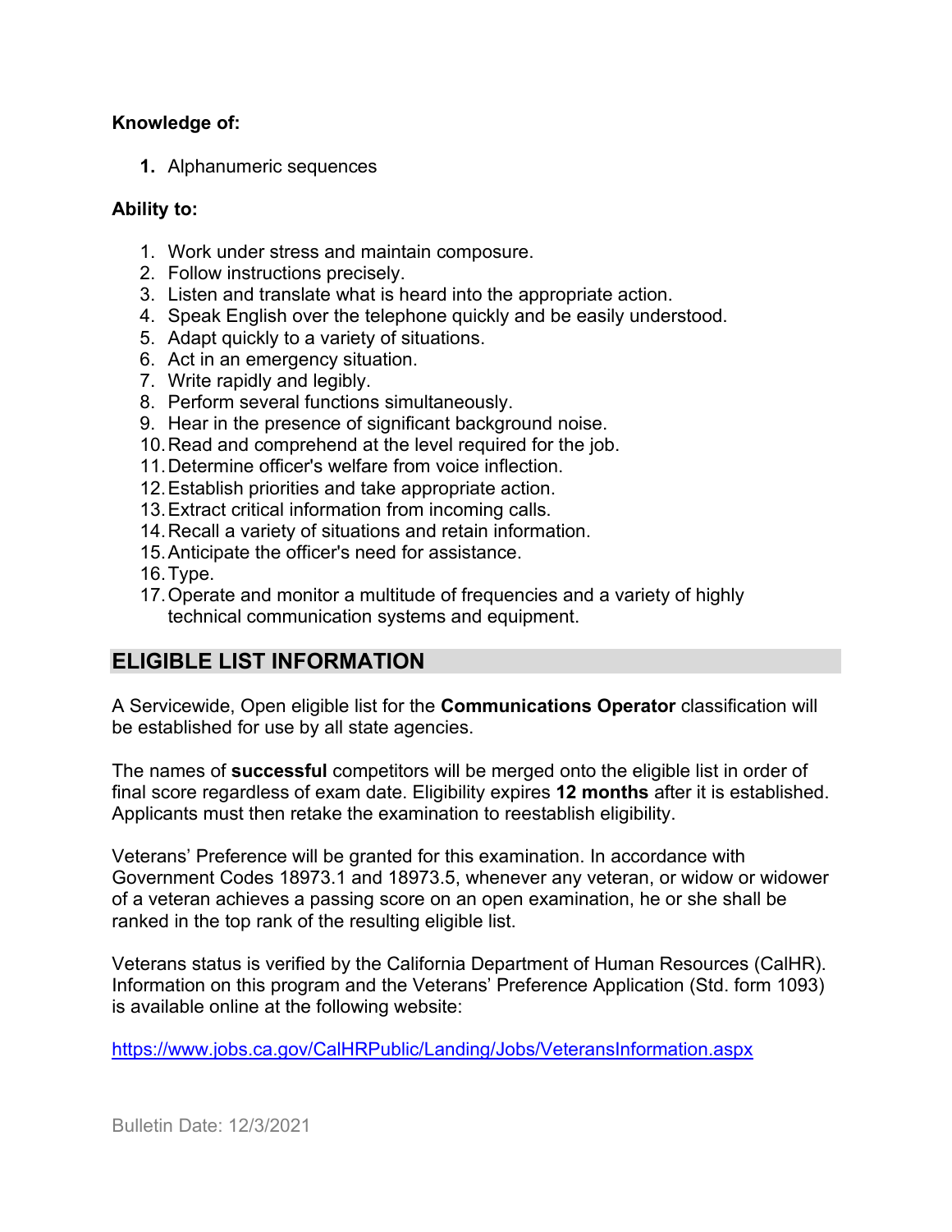**Knowledge of:**

1. Alphanumeric sequences

**Ability to:**

1. Work under stress and maintain composure.
2. Follow instructions precisely.
3. Listen and translate what is heard into the appropriate action.
4. Speak English over the telephone quickly and be easily understood.
5. Adapt quickly to a variety of situations.
6. Act in an emergency situation.
7. Write rapidly and legibly.
8. Perform several functions simultaneously.
9. Hear in the presence of significant background noise.
10. Read and comprehend at the level required for the job.
11. Determine officer's welfare from voice inflection.
12. Establish priorities and take appropriate action.
13. Extract critical information from incoming calls.
14. Recall a variety of situations and retain information.
15. Anticipate the officer's need for assistance.
16. Type.
17. Operate and monitor a multitude of frequencies and a variety of highly technical communication systems and equipment.

## ELIGIBLE LIST INFORMATION

A Servicewide, Open eligible list for the **Communications Operator** classification will be established for use by all state agencies.

The names of **successful** competitors will be merged onto the eligible list in order of final score regardless of exam date. Eligibility expires **12 months** after it is established. Applicants must then retake the examination to reestablish eligibility.

Veterans' Preference will be granted for this examination. In accordance with Government Codes 18973.1 and 18973.5, whenever any veteran, or widow or widower of a veteran achieves a passing score on an open examination, he or she shall be ranked in the top rank of the resulting eligible list.

Veterans status is verified by the California Department of Human Resources (CalHR). Information on this program and the Veterans' Preference Application (Std. form 1093) is available online at the following website:

https://www.jobs.ca.gov/CalHRPublic/Landing/Jobs/VeteransInformation.aspx

Bulletin Date: 12/3/2021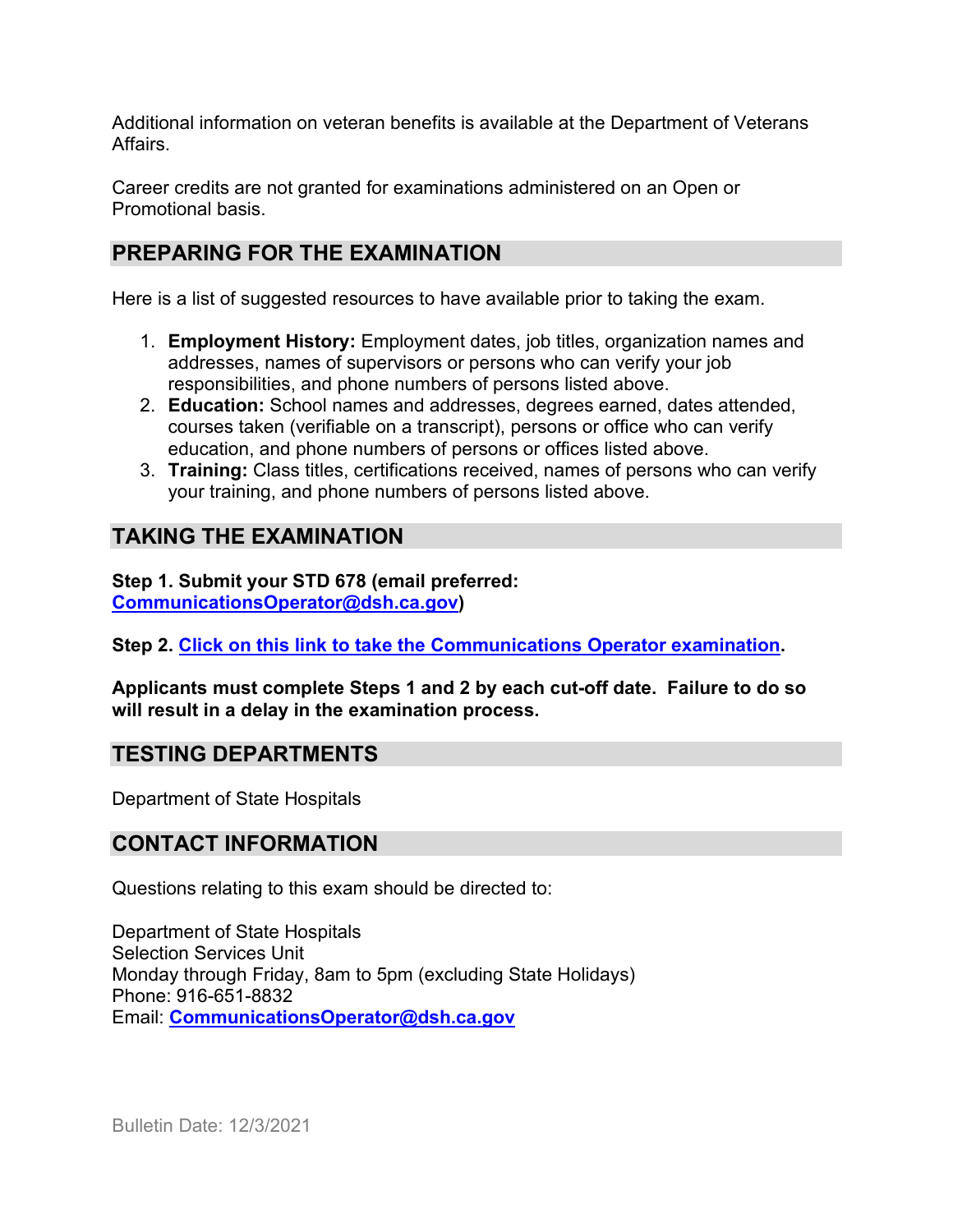Additional information on veteran benefits is available at the Department of Veterans Affairs.

Career credits are not granted for examinations administered on an Open or Promotional basis.

## PREPARING FOR THE EXAMINATION

Here is a list of suggested resources to have available prior to taking the exam.

1. **Employment History:** Employment dates, job titles, organization names and addresses, names of supervisors or persons who can verify your job responsibilities, and phone numbers of persons listed above.
2. **Education:** School names and addresses, degrees earned, dates attended, courses taken (verifiable on a transcript), persons or office who can verify education, and phone numbers of persons or offices listed above.
3. **Training:** Class titles, certifications received, names of persons who can verify your training, and phone numbers of persons listed above.

## TAKING THE EXAMINATION

**Step 1. Submit your STD 678 (email preferred: CommunicationsOperator@dsh.ca.gov)**

**Step 2. Click on this link to take the Communications Operator examination.**

**Applicants must complete Steps 1 and 2 by each cut-off date. Failure to do so will result in a delay in the examination process.**

## TESTING DEPARTMENTS

Department of State Hospitals

## CONTACT INFORMATION

Questions relating to this exam should be directed to:

Department of State Hospitals
Selection Services Unit
Monday through Friday, 8am to 5pm (excluding State Holidays)
Phone: 916-651-8832
Email: **CommunicationsOperator@dsh.ca.gov**

Bulletin Date: 12/3/2021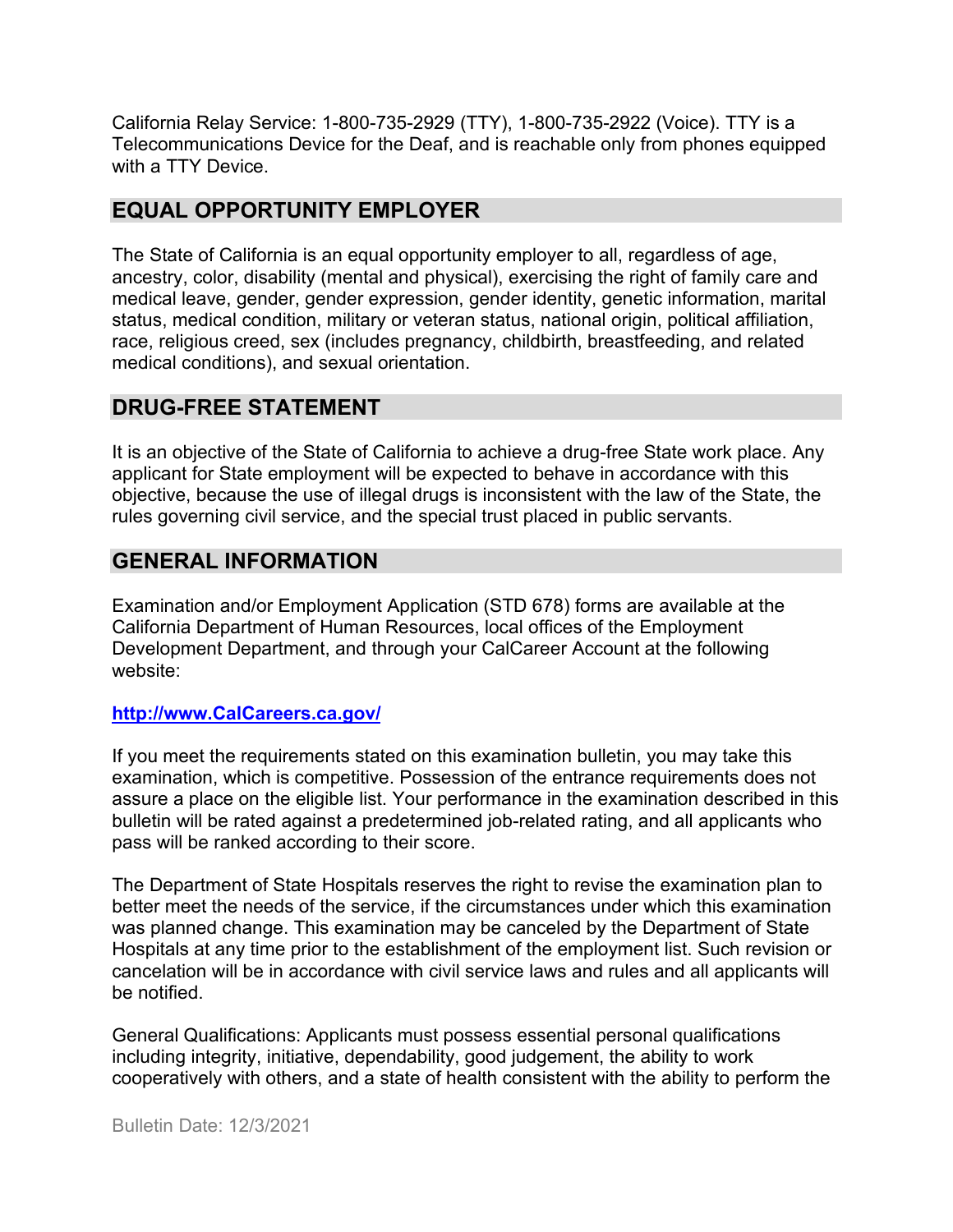California Relay Service: 1-800-735-2929 (TTY), 1-800-735-2922 (Voice). TTY is a Telecommunications Device for the Deaf, and is reachable only from phones equipped with a TTY Device.

## EQUAL OPPORTUNITY EMPLOYER

The State of California is an equal opportunity employer to all, regardless of age, ancestry, color, disability (mental and physical), exercising the right of family care and medical leave, gender, gender expression, gender identity, genetic information, marital status, medical condition, military or veteran status, national origin, political affiliation, race, religious creed, sex (includes pregnancy, childbirth, breastfeeding, and related medical conditions), and sexual orientation.

## DRUG-FREE STATEMENT

It is an objective of the State of California to achieve a drug-free State work place. Any applicant for State employment will be expected to behave in accordance with this objective, because the use of illegal drugs is inconsistent with the law of the State, the rules governing civil service, and the special trust placed in public servants.

## GENERAL INFORMATION

Examination and/or Employment Application (STD 678) forms are available at the California Department of Human Resources, local offices of the Employment Development Department, and through your CalCareer Account at the following website:

**[http://www.CalCareers.ca.gov/](http://www.CalCareers.ca.gov/)**

If you meet the requirements stated on this examination bulletin, you may take this examination, which is competitive. Possession of the entrance requirements does not assure a place on the eligible list. Your performance in the examination described in this bulletin will be rated against a predetermined job-related rating, and all applicants who pass will be ranked according to their score.

The Department of State Hospitals reserves the right to revise the examination plan to better meet the needs of the service, if the circumstances under which this examination was planned change. This examination may be canceled by the Department of State Hospitals at any time prior to the establishment of the employment list. Such revision or cancelation will be in accordance with civil service laws and rules and all applicants will be notified.

General Qualifications: Applicants must possess essential personal qualifications including integrity, initiative, dependability, good judgement, the ability to work cooperatively with others, and a state of health consistent with the ability to perform the

Bulletin Date: 12/3/2021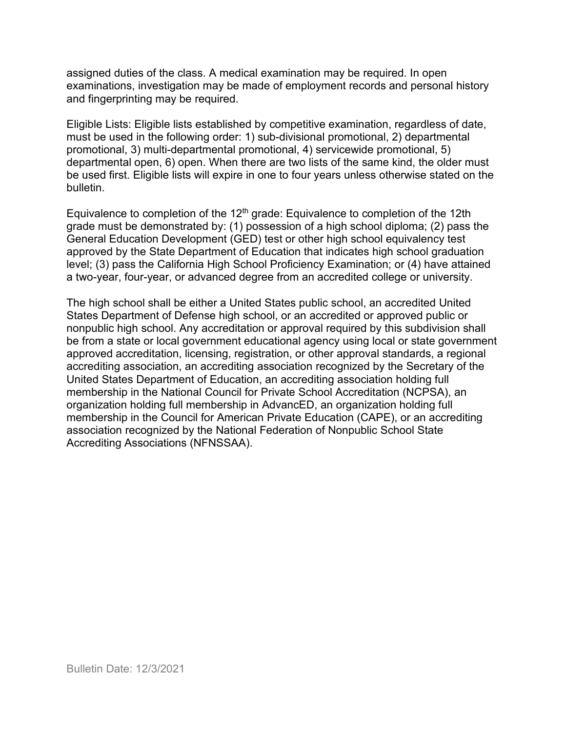assigned duties of the class. A medical examination may be required. In open examinations, investigation may be made of employment records and personal history and fingerprinting may be required.

Eligible Lists: Eligible lists established by competitive examination, regardless of date, must be used in the following order: 1) sub-divisional promotional, 2) departmental promotional, 3) multi-departmental promotional, 4) servicewide promotional, 5) departmental open, 6) open. When there are two lists of the same kind, the older must be used first. Eligible lists will expire in one to four years unless otherwise stated on the bulletin.

Equivalence to completion of the 12th grade: Equivalence to completion of the 12th grade must be demonstrated by: (1) possession of a high school diploma; (2) pass the General Education Development (GED) test or other high school equivalency test approved by the State Department of Education that indicates high school graduation level; (3) pass the California High School Proficiency Examination; or (4) have attained a two-year, four-year, or advanced degree from an accredited college or university.

The high school shall be either a United States public school, an accredited United States Department of Defense high school, or an accredited or approved public or nonpublic high school. Any accreditation or approval required by this subdivision shall be from a state or local government educational agency using local or state government approved accreditation, licensing, registration, or other approval standards, a regional accrediting association, an accrediting association recognized by the Secretary of the United States Department of Education, an accrediting association holding full membership in the National Council for Private School Accreditation (NCPSA), an organization holding full membership in AdvancED, an organization holding full membership in the Council for American Private Education (CAPE), or an accrediting association recognized by the National Federation of Nonpublic School State Accrediting Associations (NFNSSAA).